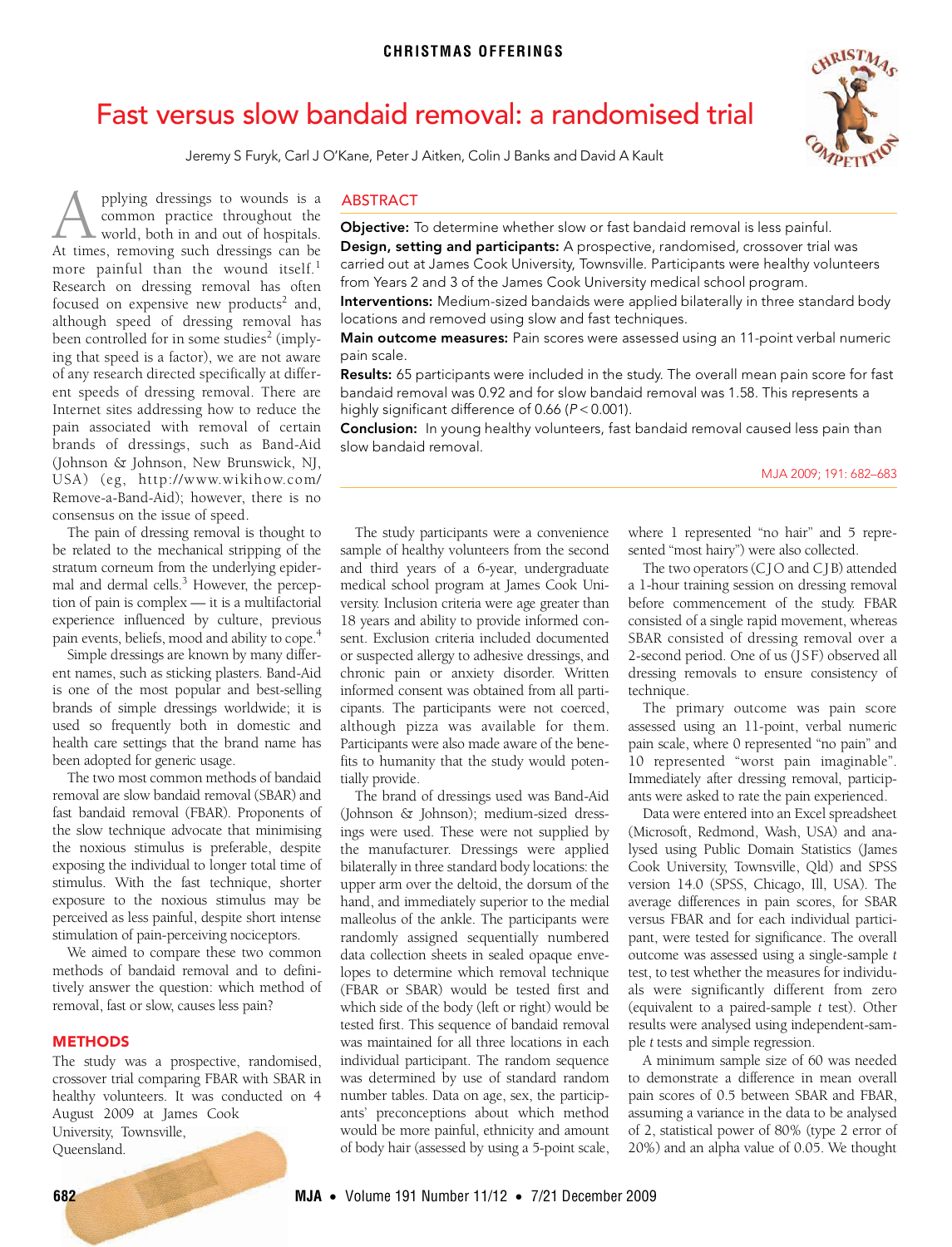# Fast versus slow bandaid removal: a randomised trial

Jeremy S Furyk, Carl J O'Kane, Peter J Aitken, Colin J Banks and David A Kault

## ABSTRACT

**Objective:** To determine whether slow or fast bandaid removal is less painful.

**Design, setting and participants:** A prospective, randomised, crossover trial was carried out at James Cook University, Townsville. Participants were healthy volunteers from Years 2 and 3 of the James Cook University medical school program.

**Interventions:** Medium-sized bandaids were applied bilaterally in three standard body locations and removed using slow and fast techniques.

**Main outcome measures:** Pain scores were assessed using an 11-point verbal numeric pain scale.

**Results:** 65 participants were included in the study. The overall mean pain score for fast bandaid removal was 0.92 and for slow bandaid removal was 1.58. This represents a highly significant difference of 0.66 ($P < 0.001$).

**Conclusion:** In young healthy volunteers, fast bandaid removal caused less pain than slow bandaid removal.

Applying dressings to wounds is a common practice throughout the world, both in and out of hospitals. At times, removing such dressings can be more painful than the wound itself.[1] Research on dressing removal has often focused on expensive new products[2] and, although speed of dressing removal has been controlled for in some studies[2] (implying that speed is a factor), we are not aware of any research directed specifically at different speeds of dressing removal. There are Internet sites addressing how to reduce the pain associated with removal of certain brands of dressings, such as Band-Aid (Johnson & Johnson, New Brunswick, NJ, USA) (eg, http://www.wikihow.com/Remove-a-Band-Aid); however, there is no consensus on the issue of speed.

The pain of dressing removal is thought to be related to the mechanical stripping of the stratum corneum from the underlying epidermal and dermal cells.[3] However, the perception of pain is complex — it is a multifactorial experience influenced by culture, previous pain events, beliefs, mood and ability to cope.[4]

Simple dressings are known by many different names, such as sticking plasters. Band-Aid is one of the most popular and best-selling brands of simple dressings worldwide; it is used so frequently both in domestic and health care settings that the brand name has been adopted for generic usage.

The two most common methods of bandaid removal are slow bandaid removal (SBAR) and fast bandaid removal (FBAR). Proponents of the slow technique advocate that minimising the noxious stimulus is preferable, despite exposing the individual to longer total time of stimulus. With the fast technique, shorter exposure to the noxious stimulus may be perceived as less painful, despite short intense stimulation of pain-perceiving nociceptors.

We aimed to compare these two common methods of bandaid removal and to definitively answer the question: which method of removal, fast or slow, causes less pain?

## METHODS

The study was a prospective, randomised, crossover trial comparing FBAR with SBAR in healthy volunteers. It was conducted on 4 August 2009 at James Cook University, Townsville, Queensland.

The study participants were a convenience sample of healthy volunteers from the second and third years of a 6-year, undergraduate medical school program at James Cook University. Inclusion criteria were age greater than 18 years and ability to provide informed consent. Exclusion criteria included documented or suspected allergy to adhesive dressings, and chronic pain or anxiety disorder. Written informed consent was obtained from all participants. The participants were not coerced, although pizza was available for them. Participants were also made aware of the benefits to humanity that the study would potentially provide.

The brand of dressings used was Band-Aid (Johnson & Johnson); medium-sized dressings were used. These were not supplied by the manufacturer. Dressings were applied bilaterally in three standard body locations: the upper arm over the deltoid, the dorsum of the hand, and immediately superior to the medial malleolus of the ankle. The participants were randomly assigned sequentially numbered data collection sheets in sealed opaque envelopes to determine which removal technique (FBAR or SBAR) would be tested first and which side of the body (left or right) would be tested first. This sequence of bandaid removal was maintained for all three locations in each individual participant. The random sequence was determined by use of standard random number tables. Data on age, sex, the participants' preconceptions about which method would be more painful, ethnicity and amount of body hair (assessed by using a 5-point scale, where 1 represented "no hair" and 5 represented "most hairy") were also collected.

The two operators (CJO and CJB) attended a 1-hour training session on dressing removal before commencement of the study. FBAR consisted of a single rapid movement, whereas SBAR consisted of dressing removal over a 2-second period. One of us (JSF) observed all dressing removals to ensure consistency of technique.

The primary outcome was pain score assessed using an 11-point, verbal numeric pain scale, where 0 represented "no pain" and 10 represented "worst pain imaginable". Immediately after dressing removal, participants were asked to rate the pain experienced.

Data were entered into an Excel spreadsheet (Microsoft, Redmond, Wash, USA) and analysed using Public Domain Statistics (James Cook University, Townsville, Qld) and SPSS version 14.0 (SPSS, Chicago, Ill, USA). The average differences in pain scores, for SBAR versus FBAR and for each individual participant, were tested for significance. The overall outcome was assessed using a single-sample $t$ test, to test whether the measures for individuals were significantly different from zero (equivalent to a paired-sample $t$ test). Other results were analysed using independent-sample $t$ tests and simple regression.

A minimum sample size of 60 was needed to demonstrate a difference in mean overall pain scores of 0.5 between SBAR and FBAR, assuming a variance in the data to be analysed of 2, statistical power of 80% (type 2 error of 20%) and an alpha value of 0.05. We thought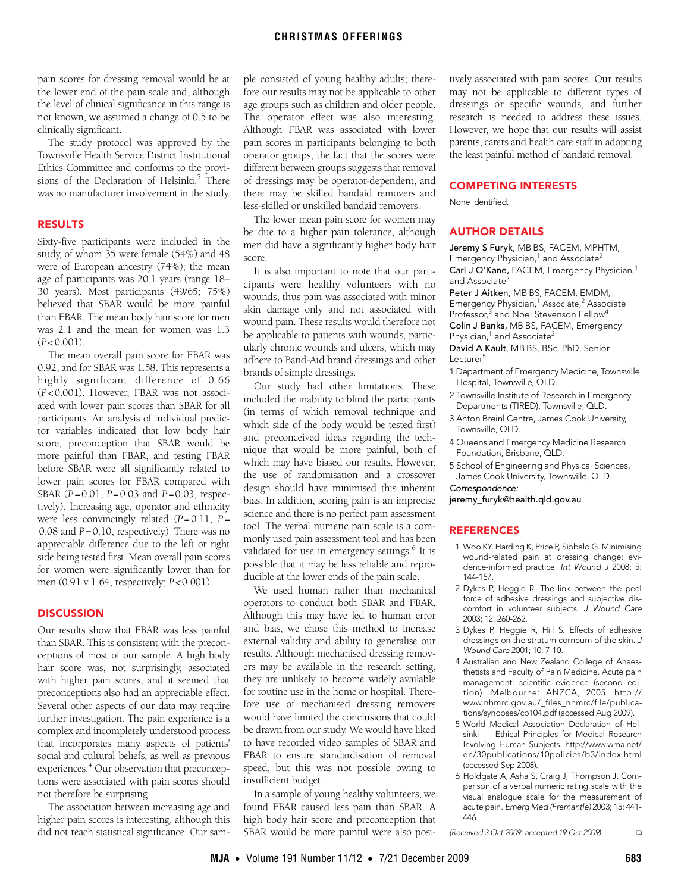pain scores for dressing removal would be at the lower end of the pain scale and, although the level of clinical significance in this range is not known, we assumed a change of 0.5 to be clinically significant.

The study protocol was approved by the Townsville Health Service District Institutional Ethics Committee and conforms to the provisions of the Declaration of Helsinki.[5] There was no manufacturer involvement in the study.

## RESULTS

Sixty-five participants were included in the study, of whom 35 were female (54%) and 48 were of European ancestry (74%); the mean age of participants was 20.1 years (range 18–30 years). Most participants (49/65; 75%) believed that SBAR would be more painful than FBAR. The mean body hair score for men was 2.1 and the mean for women was 1.3 ($P < 0.001$).

The mean overall pain score for FBAR was 0.92, and for SBAR was 1.58. This represents a highly significant difference of 0.66 ($P < 0.001$). However, FBAR was not associated with lower pain scores than SBAR for all participants. An analysis of individual predictor variables indicated that low body hair score, preconception that SBAR would be more painful than FBAR, and testing FBAR before SBAR were all significantly related to lower pain scores for FBAR compared with SBAR ($P = 0.01$, $P = 0.03$ and $P = 0.03$, respectively). Increasing age, operator and ethnicity were less convincingly related ($P = 0.11$, $P = 0.08$ and $P = 0.10$, respectively). There was no appreciable difference due to the left or right side being tested first. Mean overall pain scores for women were significantly lower than for men (0.91 v 1.64, respectively; $P < 0.001$).

## DISCUSSION

Our results show that FBAR was less painful than SBAR. This is consistent with the preconceptions of most of our sample. A high body hair score was, not surprisingly, associated with higher pain scores, and it seemed that preconceptions also had an appreciable effect. Several other aspects of our data may require further investigation. The pain experience is a complex and incompletely understood process that incorporates many aspects of patients' social and cultural beliefs, as well as previous experiences.[4] Our observation that preconceptions were associated with pain scores should not therefore be surprising.

The association between increasing age and higher pain scores is interesting, although this did not reach statistical significance. Our sample consisted of young healthy adults; therefore our results may not be applicable to other age groups such as children and older people. The operator effect was also interesting. Although FBAR was associated with lower pain scores in participants belonging to both operator groups, the fact that the scores were different between groups suggests that removal of dressings may be operator-dependent, and there may be skilled bandaid removers and less-skilled or unskilled bandaid removers.

The lower mean pain score for women may be due to a higher pain tolerance, although men did have a significantly higher body hair score.

It is also important to note that our participants were healthy volunteers with no wounds, thus pain was associated with minor skin damage only and not associated with wound pain. These results would therefore not be applicable to patients with wounds, particularly chronic wounds and ulcers, which may adhere to Band-Aid brand dressings and other brands of simple dressings.

Our study had other limitations. These included the inability to blind the participants (in terms of which removal technique and which side of the body would be tested first) and preconceived ideas regarding the technique that would be more painful, both of which may have biased our results. However, the use of randomisation and a crossover design should have minimised this inherent bias. In addition, scoring pain is an imprecise science and there is no perfect pain assessment tool. The verbal numeric pain scale is a commonly used pain assessment tool and has been validated for use in emergency settings.[6] It is possible that it may be less reliable and reproducible at the lower ends of the pain scale.

We used human rather than mechanical operators to conduct both SBAR and FBAR. Although this may have led to human error and bias, we chose this method to increase external validity and ability to generalise our results. Although mechanised dressing removers may be available in the research setting, they are unlikely to become widely available for routine use in the home or hospital. Therefore use of mechanised dressing removers would have limited the conclusions that could be drawn from our study. We would have liked to have recorded video samples of SBAR and FBAR to ensure standardisation of removal speed, but this was not possible owing to insufficient budget.

In a sample of young healthy volunteers, we found FBAR caused less pain than SBAR. A high body hair score and preconception that SBAR would be more painful were also positively associated with pain scores. Our results may not be applicable to different types of dressings or specific wounds, and further research is needed to address these issues. However, we hope that our results will assist parents, carers and health care staff in adopting the least painful method of bandaid removal.

## COMPETING INTERESTS

None identified.

## AUTHOR DETAILS

**Jeremy S Furyk**, MB BS, FACEM, MPHTM, Emergency Physician,[1] and Associate[2]
**Carl J O'Kane,** FACEM, Emergency Physician,[1] and Associate[2]
**Peter J Aitken,** MB BS, FACEM, EMDM, Emergency Physician,[1] Associate,[2] Associate Professor,[3] and Noel Stevenson Fellow[4]
**Colin J Banks,** MB BS, FACEM, Emergency Physician,[1] and Associate[2]
**David A Kault**, MB BS, BSc, PhD, Senior Lecturer[5]

1 Department of Emergency Medicine, Townsville Hospital, Townsville, QLD.
2 Townsville Institute of Research in Emergency Departments (TIRED), Townsville, QLD.
3 Anton Breinl Centre, James Cook University, Townsville, QLD.
4 Queensland Emergency Medicine Research Foundation, Brisbane, QLD.
5 School of Engineering and Physical Sciences, James Cook University, Townsville, QLD.

*Correspondence:*
jeremy_furyk@health.qld.gov.au

## REFERENCES

1 Woo KY, Harding K, Price P, Sibbald G. Minimising wound-related pain at dressing change: evidence-informed practice. *Int Wound J* 2008; 5: 144-157.
2 Dykes P, Heggie R. The link between the peel force of adhesive dressings and subjective discomfort in volunteer subjects. *J Wound Care* 2003; 12: 260-262.
3 Dykes P, Heggie R, Hill S. Effects of adhesive dressings on the stratum corneum of the skin. *J Wound Care* 2001; 10: 7-10.
4 Australian and New Zealand College of Anaesthetists and Faculty of Pain Medicine. Acute pain management: scientific evidence (second edition). Melbourne: ANZCA, 2005. http://www.nhmrc.gov.au/_files_nhmrc/file/publications/synopses/cp104.pdf (accessed Aug 2009).
5 World Medical Association Declaration of Helsinki — Ethical Principles for Medical Research Involving Human Subjects. http://www.wma.net/en/30publications/10policies/b3/index.html (accessed Sep 2008).
6 Holdgate A, Asha S, Craig J, Thompson J. Comparison of a verbal numeric rating scale with the visual analogue scale for the measurement of acute pain. *Emerg Med (Fremantle)* 2003; 15: 441-446.

*(Received 3 Oct 2009, accepted 19 Oct 2009)*